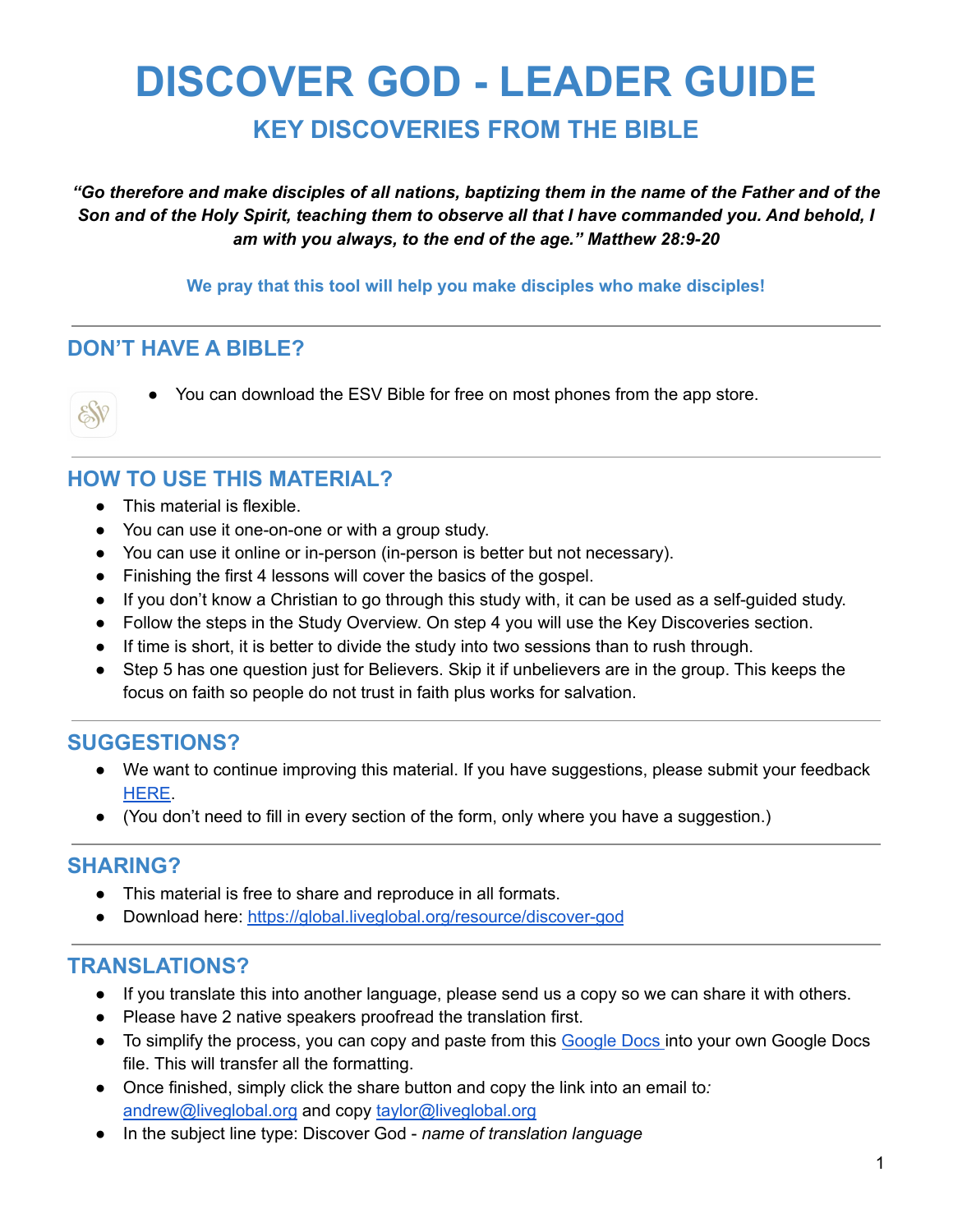# DISCOVER GOD - LEADER GUIDE

## KEY DISCOVERIES FROM THE BIBLE

***"Go therefore and make disciples of all nations, baptizing them in the name of the Father and of the Son and of the Holy Spirit, teaching them to observe all that I have commanded you. And behold, I am with you always, to the end of the age." Matthew 28:9-20***

**We pray that this tool will help you make disciples who make disciples!**

---

### DON'T HAVE A BIBLE?

- You can download the ESV Bible for free on most phones from the app store.

---

### HOW TO USE THIS MATERIAL?

- This material is flexible.
- You can use it one-on-one or with a group study.
- You can use it online or in-person (in-person is better but not necessary).
- Finishing the first 4 lessons will cover the basics of the gospel.
- If you don't know a Christian to go through this study with, it can be used as a self-guided study.
- Follow the steps in the Study Overview. On step 4 you will use the Key Discoveries section.
- If time is short, it is better to divide the study into two sessions than to rush through.
- Step 5 has one question just for Believers. Skip it if unbelievers are in the group. This keeps the focus on faith so people do not trust in faith plus works for salvation.

---

### SUGGESTIONS?

- We want to continue improving this material. If you have suggestions, please submit your feedback HERE.
- (You don't need to fill in every section of the form, only where you have a suggestion.)

---

### SHARING?

- This material is free to share and reproduce in all formats.
- Download here: https://global.liveglobal.org/resource/discover-god

---

### TRANSLATIONS?

- If you translate this into another language, please send us a copy so we can share it with others.
- Please have 2 native speakers proofread the translation first.
- To simplify the process, you can copy and paste from this Google Docs into your own Google Docs file. This will transfer all the formatting.
- Once finished, simply click the share button and copy the link into an email to*:* andrew@liveglobal.org and copy taylor@liveglobal.org
- In the subject line type: Discover God - *name of translation language*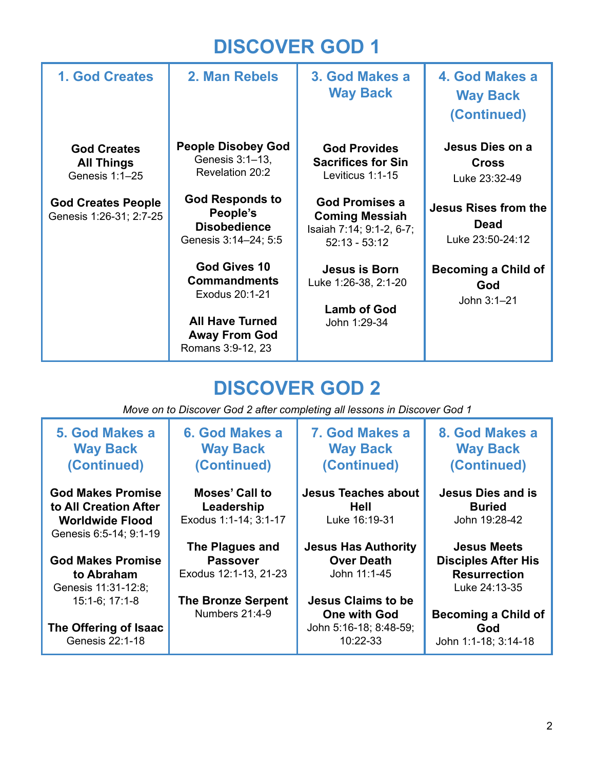# DISCOVER GOD 1

| 1. God Creates | 2. Man Rebels | 3. God Makes a Way Back | 4. God Makes a Way Back (Continued) |
|---|---|---|---|
| **God Creates All Things**<br>Genesis 1:1–25<br><br>**God Creates People**<br>Genesis 1:26-31; 2:7-25 | **People Disobey God**<br>Genesis 3:1–13, Revelation 20:2<br><br>**God Responds to People's Disobedience**<br>Genesis 3:14–24; 5:5<br><br>**God Gives 10 Commandments**<br>Exodus 20:1-21<br><br>**All Have Turned Away From God**<br>Romans 3:9-12, 23 | **God Provides Sacrifices for Sin**<br>Leviticus 1:1-15<br><br>**God Promises a Coming Messiah**<br>Isaiah 7:14; 9:1-2, 6-7; 52:13 - 53:12<br><br>**Jesus is Born**<br>Luke 1:26-38, 2:1-20<br><br>**Lamb of God**<br>John 1:29-34 | **Jesus Dies on a Cross**<br>Luke 23:32-49<br><br>**Jesus Rises from the Dead**<br>Luke 23:50-24:12<br><br>**Becoming a Child of God**<br>John 3:1–21 |

# DISCOVER GOD 2

*Move on to Discover God 2 after completing all lessons in Discover God 1*

| 5. God Makes a Way Back (Continued) | 6. God Makes a Way Back (Continued) | 7. God Makes a Way Back (Continued) | 8. God Makes a Way Back (Continued) |
|---|---|---|---|
| **God Makes Promise to All Creation After Worldwide Flood**<br>Genesis 6:5-14; 9:1-19<br><br>**God Makes Promise to Abraham**<br>Genesis 11:31-12:8; 15:1-6; 17:1-8<br><br>**The Offering of Isaac**<br>Genesis 22:1-18 | **Moses' Call to Leadership**<br>Exodus 1:1-14; 3:1-17<br><br>**The Plagues and Passover**<br>Exodus 12:1-13, 21-23<br><br>**The Bronze Serpent**<br>Numbers 21:4-9 | **Jesus Teaches about Hell**<br>Luke 16:19-31<br><br>**Jesus Has Authority Over Death**<br>John 11:1-45<br><br>**Jesus Claims to be One with God**<br>John 5:16-18; 8:48-59; 10:22-33 | **Jesus Dies and is Buried**<br>John 19:28-42<br><br>**Jesus Meets Disciples After His Resurrection**<br>Luke 24:13-35<br><br>**Becoming a Child of God**<br>John 1:1-18; 3:14-18 |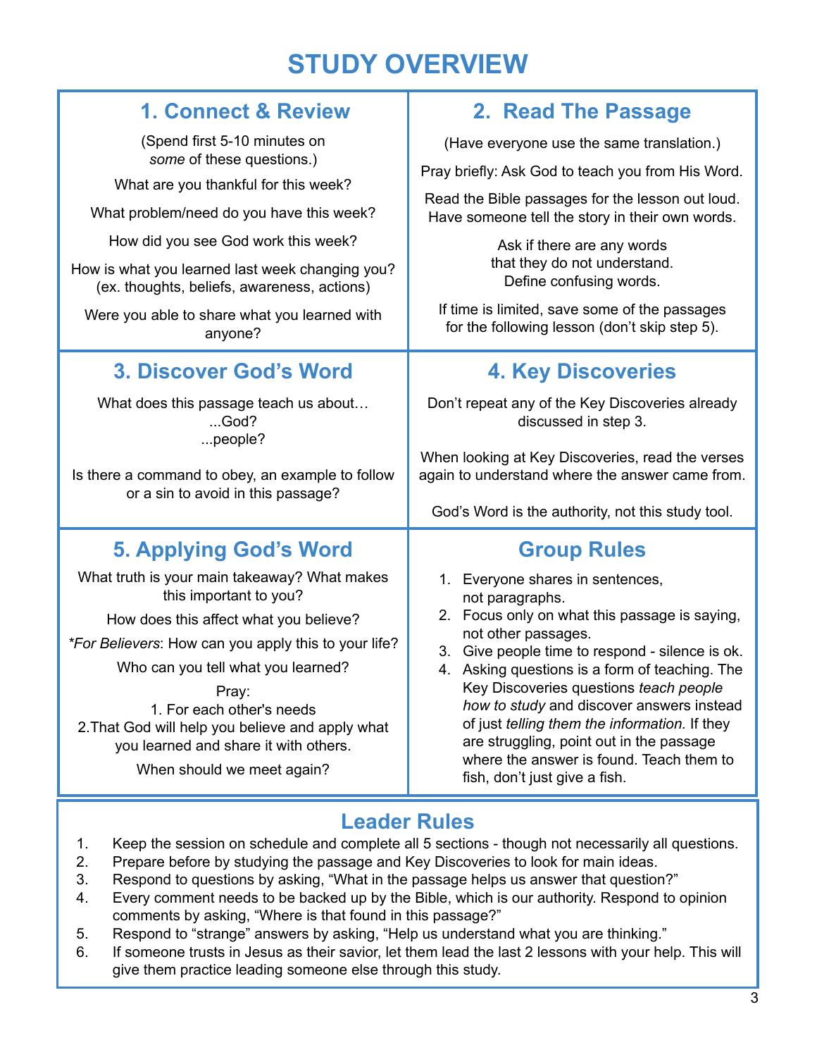# STUDY OVERVIEW

## 1. Connect & Review

(Spend first 5-10 minutes on *some* of these questions.)

What are you thankful for this week?

What problem/need do you have this week?

How did you see God work this week?

How is what you learned last week changing you? (ex. thoughts, beliefs, awareness, actions)

Were you able to share what you learned with anyone?

## 2. Read The Passage

(Have everyone use the same translation.)

Pray briefly: Ask God to teach you from His Word.

Read the Bible passages for the lesson out loud. Have someone tell the story in their own words.

Ask if there are any words that they do not understand. Define confusing words.

If time is limited, save some of the passages for the following lesson (don't skip step 5).

## 3. Discover God's Word

What does this passage teach us about…
...God?
...people?

Is there a command to obey, an example to follow or a sin to avoid in this passage?

## 4. Key Discoveries

Don't repeat any of the Key Discoveries already discussed in step 3.

When looking at Key Discoveries, read the verses again to understand where the answer came from.

God's Word is the authority, not this study tool.

## 5. Applying God's Word

What truth is your main takeaway? What makes this important to you?

How does this affect what you believe?

**For Believers*: How can you apply this to your life?

Who can you tell what you learned?

Pray:
1. For each other's needs
2. That God will help you believe and apply what you learned and share it with others.

When should we meet again?

## Group Rules

1. Everyone shares in sentences, not paragraphs.
2. Focus only on what this passage is saying, not other passages.
3. Give people time to respond - silence is ok.
4. Asking questions is a form of teaching. The Key Discoveries questions *teach people how to study* and discover answers instead of just *telling them the information.* If they are struggling, point out in the passage where the answer is found. Teach them to fish, don't just give a fish.

## Leader Rules

1. Keep the session on schedule and complete all 5 sections - though not necessarily all questions.
2. Prepare before by studying the passage and Key Discoveries to look for main ideas.
3. Respond to questions by asking, "What in the passage helps us answer that question?"
4. Every comment needs to be backed up by the Bible, which is our authority. Respond to opinion comments by asking, "Where is that found in this passage?"
5. Respond to "strange" answers by asking, "Help us understand what you are thinking."
6. If someone trusts in Jesus as their savior, let them lead the last 2 lessons with your help. This will give them practice leading someone else through this study.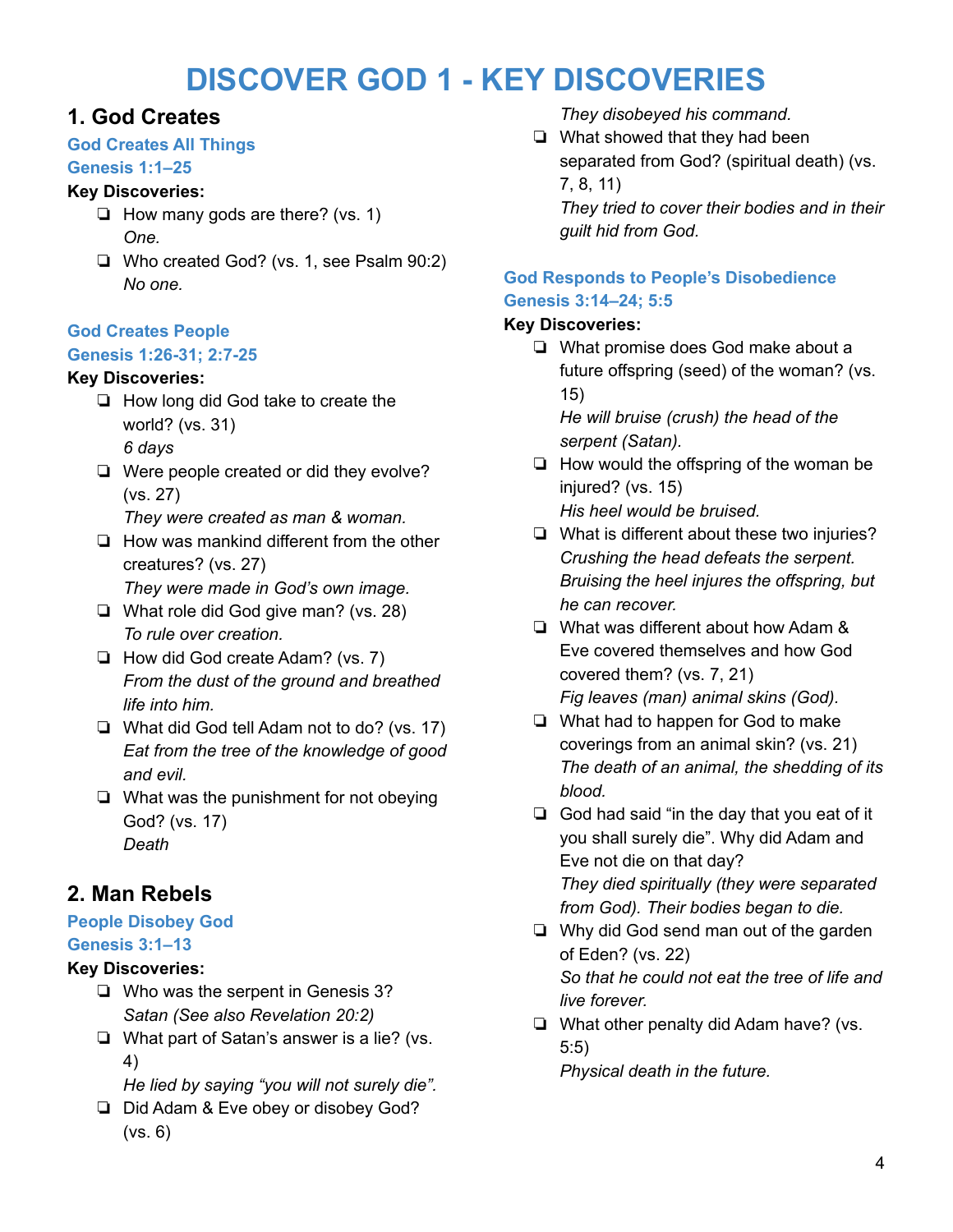# DISCOVER GOD 1 - KEY DISCOVERIES

## 1. God Creates

### God Creates All Things

### Genesis 1:1–25

**Key Discoveries:**

- ❏ How many gods are there? (vs. 1)
  *One.*
- ❏ Who created God? (vs. 1, see Psalm 90:2)
  *No one.*

### God Creates People

### Genesis 1:26-31; 2:7-25

**Key Discoveries:**

- ❏ How long did God take to create the world? (vs. 31)
  *6 days*
- ❏ Were people created or did they evolve? (vs. 27)
  *They were created as man & woman.*
- ❏ How was mankind different from the other creatures? (vs. 27)
  *They were made in God's own image.*
- ❏ What role did God give man? (vs. 28)
  *To rule over creation.*
- ❏ How did God create Adam? (vs. 7)
  *From the dust of the ground and breathed life into him.*
- ❏ What did God tell Adam not to do? (vs. 17)
  *Eat from the tree of the knowledge of good and evil.*
- ❏ What was the punishment for not obeying God? (vs. 17)
  *Death*

## 2. Man Rebels

### People Disobey God

### Genesis 3:1–13

**Key Discoveries:**

- ❏ Who was the serpent in Genesis 3?
  *Satan (See also Revelation 20:2)*
- ❏ What part of Satan's answer is a lie? (vs. 4)
  *He lied by saying "you will not surely die".*
- ❏ Did Adam & Eve obey or disobey God? (vs. 6)
  *They disobeyed his command.*
- ❏ What showed that they had been separated from God? (spiritual death) (vs. 7, 8, 11)
  *They tried to cover their bodies and in their guilt hid from God.*

### God Responds to People's Disobedience

### Genesis 3:14–24; 5:5

**Key Discoveries:**

- ❏ What promise does God make about a future offspring (seed) of the woman? (vs. 15)
  *He will bruise (crush) the head of the serpent (Satan).*
- ❏ How would the offspring of the woman be injured? (vs. 15)
  *His heel would be bruised.*
- ❏ What is different about these two injuries?
  *Crushing the head defeats the serpent. Bruising the heel injures the offspring, but he can recover.*
- ❏ What was different about how Adam & Eve covered themselves and how God covered them? (vs. 7, 21)
  *Fig leaves (man) animal skins (God).*
- ❏ What had to happen for God to make coverings from an animal skin? (vs. 21)
  *The death of an animal, the shedding of its blood.*
- ❏ God had said "in the day that you eat of it you shall surely die". Why did Adam and Eve not die on that day?
  *They died spiritually (they were separated from God). Their bodies began to die.*
- ❏ Why did God send man out of the garden of Eden? (vs. 22)
  *So that he could not eat the tree of life and live forever.*
- ❏ What other penalty did Adam have? (vs. 5:5)
  *Physical death in the future.*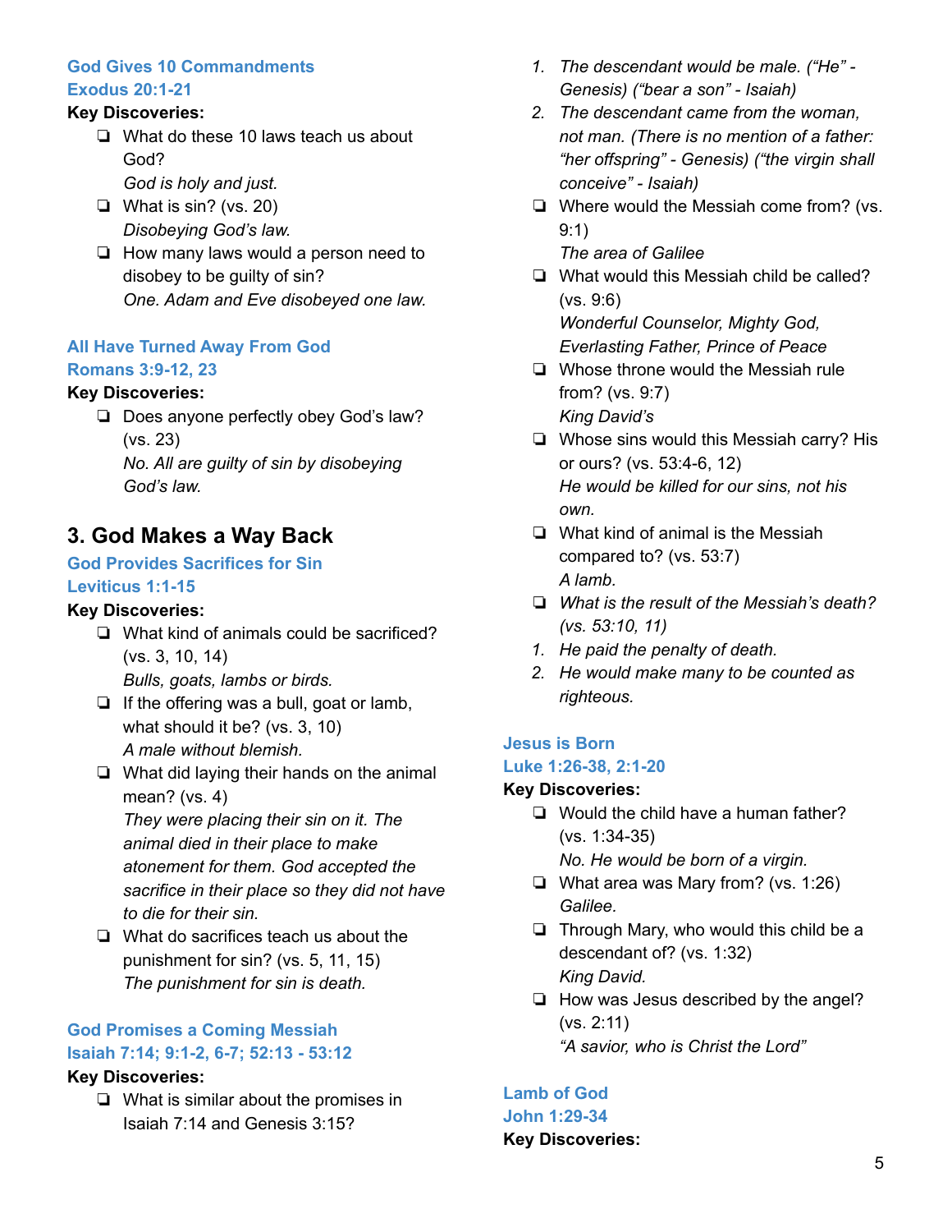### God Gives 10 Commandments
### Exodus 20:1-21

**Key Discoveries:**

- ❏ What do these 10 laws teach us about God?
  *God is holy and just.*
- ❏ What is sin? (vs. 20)
  *Disobeying God's law.*
- ❏ How many laws would a person need to disobey to be guilty of sin?
  *One. Adam and Eve disobeyed one law.*

### All Have Turned Away From God
### Romans 3:9-12, 23

**Key Discoveries:**

- ❏ Does anyone perfectly obey God's law? (vs. 23)
  *No. All are guilty of sin by disobeying God's law.*

## 3. God Makes a Way Back

### God Provides Sacrifices for Sin
### Leviticus 1:1-15

**Key Discoveries:**

- ❏ What kind of animals could be sacrificed? (vs. 3, 10, 14)
  *Bulls, goats, lambs or birds.*
- ❏ If the offering was a bull, goat or lamb, what should it be? (vs. 3, 10)
  *A male without blemish.*
- ❏ What did laying their hands on the animal mean? (vs. 4)
  *They were placing their sin on it. The animal died in their place to make atonement for them. God accepted the sacrifice in their place so they did not have to die for their sin.*
- ❏ What do sacrifices teach us about the punishment for sin? (vs. 5, 11, 15)
  *The punishment for sin is death.*

### God Promises a Coming Messiah
### Isaiah 7:14; 9:1-2, 6-7; 52:13 - 53:12

**Key Discoveries:**

- ❏ What is similar about the promises in Isaiah 7:14 and Genesis 3:15?
  1. *The descendant would be male. ("He" - Genesis) ("bear a son" - Isaiah)*
  2. *The descendant came from the woman, not man. (There is no mention of a father: "her offspring" - Genesis) ("the virgin shall conceive" - Isaiah)*
- ❏ Where would the Messiah come from? (vs. 9:1)
  *The area of Galilee*
- ❏ What would this Messiah child be called? (vs. 9:6)
  *Wonderful Counselor, Mighty God, Everlasting Father, Prince of Peace*
- ❏ Whose throne would the Messiah rule from? (vs. 9:7)
  *King David's*
- ❏ Whose sins would this Messiah carry? His or ours? (vs. 53:4-6, 12)
  *He would be killed for our sins, not his own.*
- ❏ What kind of animal is the Messiah compared to? (vs. 53:7)
  *A lamb.*
- ❏ *What is the result of the Messiah's death? (vs. 53:10, 11)*
  1. *He paid the penalty of death.*
  2. *He would make many to be counted as righteous.*

### Jesus is Born
### Luke 1:26-38, 2:1-20

**Key Discoveries:**

- ❏ Would the child have a human father? (vs. 1:34-35)
  *No. He would be born of a virgin.*
- ❏ What area was Mary from? (vs. 1:26)
  *Galilee.*
- ❏ Through Mary, who would this child be a descendant of? (vs. 1:32)
  *King David.*
- ❏ How was Jesus described by the angel? (vs. 2:11)
  *"A savior, who is Christ the Lord"*

### Lamb of God
### John 1:29-34

**Key Discoveries:**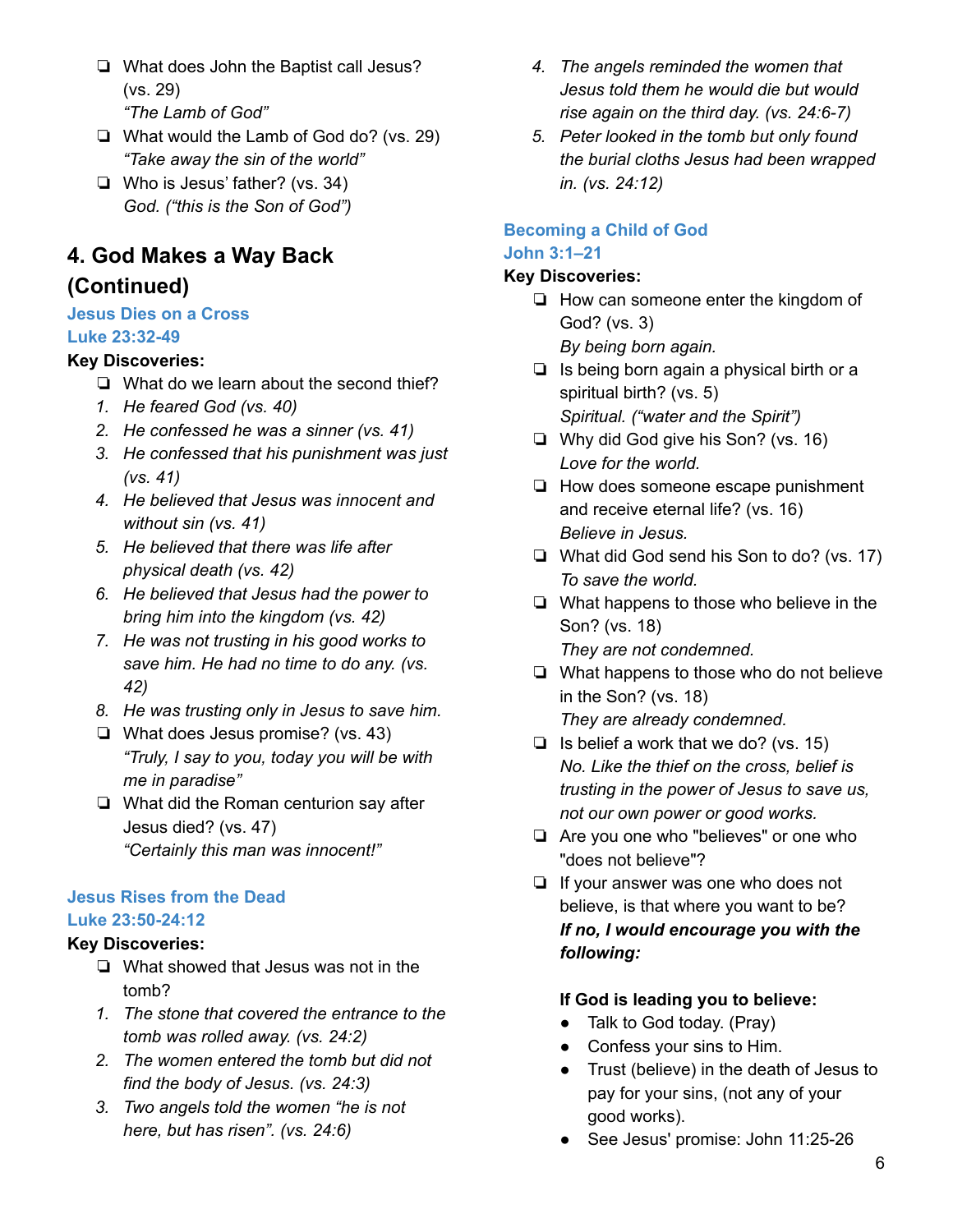- ❏ What does John the Baptist call Jesus? (vs. 29)
  *"The Lamb of God"*
- ❏ What would the Lamb of God do? (vs. 29)
  *"Take away the sin of the world"*
- ❏ Who is Jesus' father? (vs. 34)
  *God. ("this is the Son of God")*

## 4. God Makes a Way Back (Continued)

### Jesus Dies on a Cross
### Luke 23:32-49

**Key Discoveries:**

- ❏ What do we learn about the second thief?

1. *He feared God (vs. 40)*
2. *He confessed he was a sinner (vs. 41)*
3. *He confessed that his punishment was just (vs. 41)*
4. *He believed that Jesus was innocent and without sin (vs. 41)*
5. *He believed that there was life after physical death (vs. 42)*
6. *He believed that Jesus had the power to bring him into the kingdom (vs. 42)*
7. *He was not trusting in his good works to save him. He had no time to do any. (vs. 42)*
8. *He was trusting only in Jesus to save him.*

- ❏ What does Jesus promise? (vs. 43)
  *"Truly, I say to you, today you will be with me in paradise"*
- ❏ What did the Roman centurion say after Jesus died? (vs. 47)
  *"Certainly this man was innocent!"*

### Jesus Rises from the Dead
### Luke 23:50-24:12

**Key Discoveries:**

- ❏ What showed that Jesus was not in the tomb?

1. *The stone that covered the entrance to the tomb was rolled away. (vs. 24:2)*
2. *The women entered the tomb but did not find the body of Jesus. (vs. 24:3)*
3. *Two angels told the women "he is not here, but has risen". (vs. 24:6)*
4. *The angels reminded the women that Jesus told them he would die but would rise again on the third day. (vs. 24:6-7)*
5. *Peter looked in the tomb but only found the burial cloths Jesus had been wrapped in. (vs. 24:12)*

### Becoming a Child of God
### John 3:1–21

**Key Discoveries:**

- ❏ How can someone enter the kingdom of God? (vs. 3)
  *By being born again.*
- ❏ Is being born again a physical birth or a spiritual birth? (vs. 5)
  *Spiritual. ("water and the Spirit")*
- ❏ Why did God give his Son? (vs. 16)
  *Love for the world.*
- ❏ How does someone escape punishment and receive eternal life? (vs. 16)
  *Believe in Jesus.*
- ❏ What did God send his Son to do? (vs. 17)
  *To save the world.*
- ❏ What happens to those who believe in the Son? (vs. 18)
  *They are not condemned.*
- ❏ What happens to those who do not believe in the Son? (vs. 18)
  *They are already condemned.*
- ❏ Is belief a work that we do? (vs. 15)
  *No. Like the thief on the cross, belief is trusting in the power of Jesus to save us, not our own power or good works.*
- ❏ Are you one who "believes" or one who "does not believe"?
- ❏ If your answer was one who does not believe, is that where you want to be?
  ***If no, I would encourage you with the following:***

  **If God is leading you to believe:**

  - Talk to God today. (Pray)
  - Confess your sins to Him.
  - Trust (believe) in the death of Jesus to pay for your sins, (not any of your good works).
  - See Jesus' promise: John 11:25-26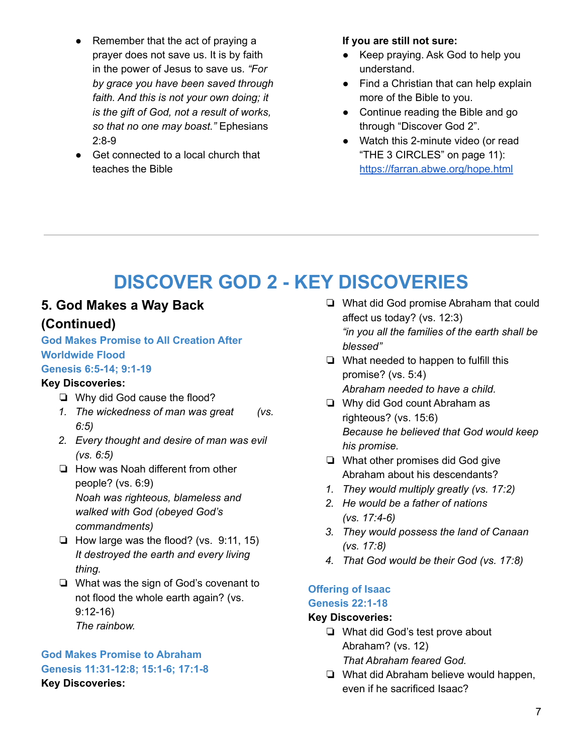- Remember that the act of praying a prayer does not save us. It is by faith in the power of Jesus to save us. *"For by grace you have been saved through faith. And this is not your own doing; it is the gift of God, not a result of works, so that no one may boast."* Ephesians 2:8-9
- Get connected to a local church that teaches the Bible

**If you are still not sure:**

- Keep praying. Ask God to help you understand.
- Find a Christian that can help explain more of the Bible to you.
- Continue reading the Bible and go through "Discover God 2".
- Watch this 2-minute video (or read "THE 3 CIRCLES" on page 11): [https://farran.abwe.org/hope.html](https://farran.abwe.org/hope.html)

---

# DISCOVER GOD 2 - KEY DISCOVERIES

## 5. God Makes a Way Back (Continued)

### God Makes Promise to All Creation After Worldwide Flood

### Genesis 6:5-14; 9:1-19

**Key Discoveries:**

- ❏ Why did God cause the flood?
  1. *The wickedness of man was great (vs. 6:5)*
  2. *Every thought and desire of man was evil (vs. 6:5)*
- ❏ How was Noah different from other people? (vs. 6:9)
  *Noah was righteous, blameless and walked with God (obeyed God's commandments)*
- ❏ How large was the flood? (vs. 9:11, 15)
  *It destroyed the earth and every living thing.*
- ❏ What was the sign of God's covenant to not flood the whole earth again? (vs. 9:12-16)
  *The rainbow.*

### God Makes Promise to Abraham

### Genesis 11:31-12:8; 15:1-6; 17:1-8

**Key Discoveries:**

- ❏ What did God promise Abraham that could affect us today? (vs. 12:3)
  *"in you all the families of the earth shall be blessed"*
- ❏ What needed to happen to fulfill this promise? (vs. 5:4)
  *Abraham needed to have a child.*
- ❏ Why did God count Abraham as righteous? (vs. 15:6)
  *Because he believed that God would keep his promise.*
- ❏ What other promises did God give Abraham about his descendants?
  1. *They would multiply greatly (vs. 17:2)*
  2. *He would be a father of nations (vs. 17:4-6)*
  3. *They would possess the land of Canaan (vs. 17:8)*
  4. *That God would be their God (vs. 17:8)*

### Offering of Isaac

### Genesis 22:1-18

**Key Discoveries:**

- ❏ What did God's test prove about Abraham? (vs. 12)
  *That Abraham feared God.*
- ❏ What did Abraham believe would happen, even if he sacrificed Isaac?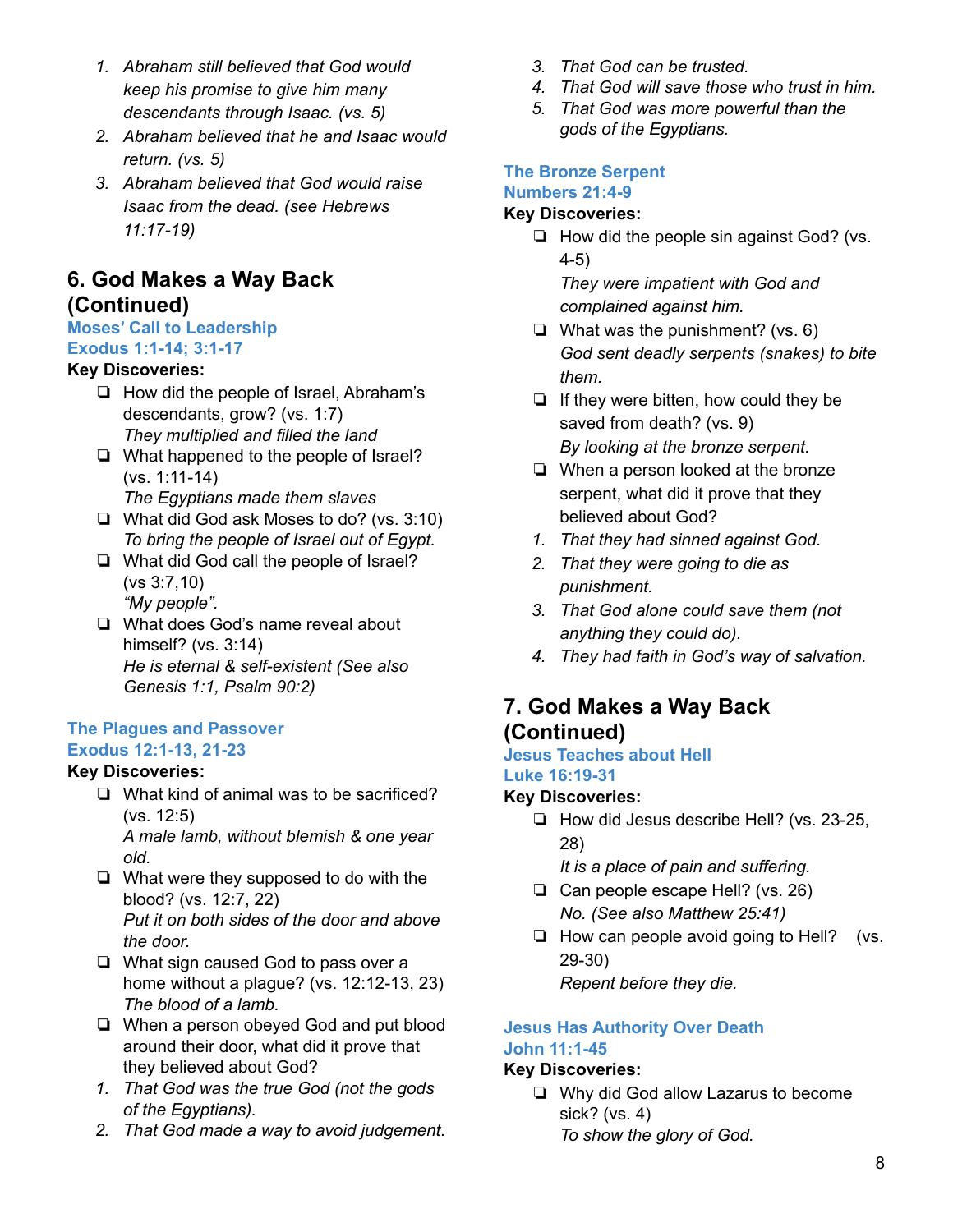1. *Abraham still believed that God would keep his promise to give him many descendants through Isaac. (vs. 5)*
2. *Abraham believed that he and Isaac would return. (vs. 5)*
3. *Abraham believed that God would raise Isaac from the dead. (see Hebrews 11:17-19)*

## 6. God Makes a Way Back (Continued)

### Moses' Call to Leadership
### Exodus 1:1-14; 3:1-17

**Key Discoveries:**

- ❏ How did the people of Israel, Abraham's descendants, grow? (vs. 1:7)
  *They multiplied and filled the land*
- ❏ What happened to the people of Israel? (vs. 1:11-14)
  *The Egyptians made them slaves*
- ❏ What did God ask Moses to do? (vs. 3:10)
  *To bring the people of Israel out of Egypt.*
- ❏ What did God call the people of Israel? (vs 3:7,10)
  *"My people".*
- ❏ What does God's name reveal about himself? (vs. 3:14)
  *He is eternal & self-existent (See also Genesis 1:1, Psalm 90:2)*

### The Plagues and Passover
### Exodus 12:1-13, 21-23

**Key Discoveries:**

- ❏ What kind of animal was to be sacrificed? (vs. 12:5)
  *A male lamb, without blemish & one year old.*
- ❏ What were they supposed to do with the blood? (vs. 12:7, 22)
  *Put it on both sides of the door and above the door.*
- ❏ What sign caused God to pass over a home without a plague? (vs. 12:12-13, 23)
  *The blood of a lamb.*
- ❏ When a person obeyed God and put blood around their door, what did it prove that they believed about God?

1. *That God was the true God (not the gods of the Egyptians).*
2. *That God made a way to avoid judgement.*
3. *That God can be trusted.*
4. *That God will save those who trust in him.*
5. *That God was more powerful than the gods of the Egyptians.*

### The Bronze Serpent
### Numbers 21:4-9

**Key Discoveries:**

- ❏ How did the people sin against God? (vs. 4-5)
  *They were impatient with God and complained against him.*
- ❏ What was the punishment? (vs. 6)
  *God sent deadly serpents (snakes) to bite them.*
- ❏ If they were bitten, how could they be saved from death? (vs. 9)
  *By looking at the bronze serpent.*
- ❏ When a person looked at the bronze serpent, what did it prove that they believed about God?

1. *That they had sinned against God.*
2. *That they were going to die as punishment.*
3. *That God alone could save them (not anything they could do).*
4. *They had faith in God's way of salvation.*

## 7. God Makes a Way Back (Continued)

### Jesus Teaches about Hell
### Luke 16:19-31

**Key Discoveries:**

- ❏ How did Jesus describe Hell? (vs. 23-25, 28)
  *It is a place of pain and suffering.*
- ❏ Can people escape Hell? (vs. 26)
  *No. (See also Matthew 25:41)*
- ❏ How can people avoid going to Hell? (vs. 29-30)
  *Repent before they die.*

### Jesus Has Authority Over Death
### John 11:1-45

**Key Discoveries:**

- ❏ Why did God allow Lazarus to become sick? (vs. 4)
  *To show the glory of God.*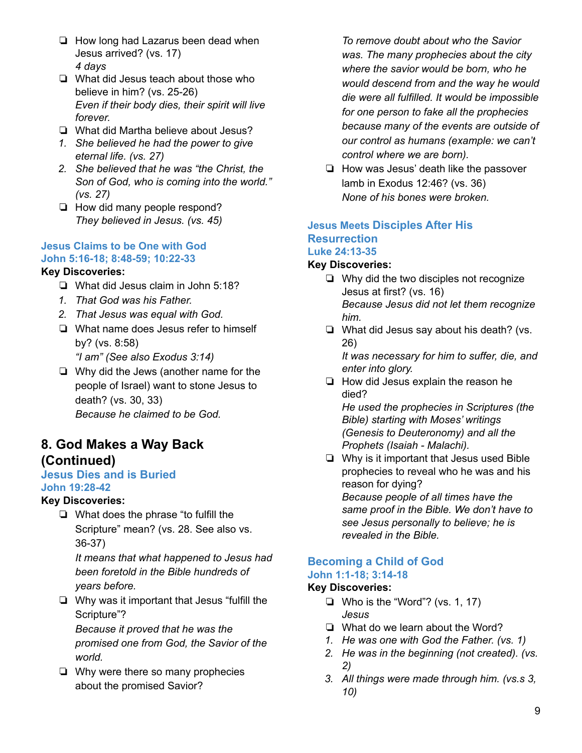- ❑ How long had Lazarus been dead when Jesus arrived? (vs. 17)
  *4 days*
- ❑ What did Jesus teach about those who believe in him? (vs. 25-26)
  *Even if their body dies, their spirit will live forever.*
- ❑ What did Martha believe about Jesus?

1. *She believed he had the power to give eternal life. (vs. 27)*
2. *She believed that he was "the Christ, the Son of God, who is coming into the world." (vs. 27)*

- ❑ How did many people respond?
  *They believed in Jesus. (vs. 45)*

### Jesus Claims to be One with God
### John 5:16-18; 8:48-59; 10:22-33

**Key Discoveries:**

- ❑ What did Jesus claim in John 5:18?

1. *That God was his Father.*
2. *That Jesus was equal with God.*

- ❑ What name does Jesus refer to himself by? (vs. 8:58)
  *"I am" (See also Exodus 3:14)*
- ❑ Why did the Jews (another name for the people of Israel) want to stone Jesus to death? (vs. 30, 33)
  *Because he claimed to be God.*

## 8. God Makes a Way Back (Continued)

### Jesus Dies and is Buried
### John 19:28-42

**Key Discoveries:**

- ❑ What does the phrase "to fulfill the Scripture" mean? (vs. 28. See also vs. 36-37)
  *It means that what happened to Jesus had been foretold in the Bible hundreds of years before.*
- ❑ Why was it important that Jesus "fulfill the Scripture"?
  *Because it proved that he was the promised one from God, the Savior of the world.*
- ❑ Why were there so many prophecies about the promised Savior?
  *To remove doubt about who the Savior was. The many prophecies about the city where the savior would be born, who he would descend from and the way he would die were all fulfilled. It would be impossible for one person to fake all the prophecies because many of the events are outside of our control as humans (example: we can't control where we are born).*
- ❑ How was Jesus' death like the passover lamb in Exodus 12:46? (vs. 36)
  *None of his bones were broken.*

### Jesus Meets Disciples After His Resurrection
### Luke 24:13-35

**Key Discoveries:**

- ❑ Why did the two disciples not recognize Jesus at first? (vs. 16)
  *Because Jesus did not let them recognize him.*
- ❑ What did Jesus say about his death? (vs. 26)
  *It was necessary for him to suffer, die, and enter into glory.*
- ❑ How did Jesus explain the reason he died?
  *He used the prophecies in Scriptures (the Bible) starting with Moses' writings (Genesis to Deuteronomy) and all the Prophets (Isaiah - Malachi).*
- ❑ Why is it important that Jesus used Bible prophecies to reveal who he was and his reason for dying?
  *Because people of all times have the same proof in the Bible. We don't have to see Jesus personally to believe; he is revealed in the Bible.*

### Becoming a Child of God
### John 1:1-18; 3:14-18

**Key Discoveries:**

- ❑ Who is the "Word"? (vs. 1, 17)
  *Jesus*
- ❑ What do we learn about the Word?

1. *He was one with God the Father. (vs. 1)*
2. *He was in the beginning (not created). (vs. 2)*
3. *All things were made through him. (vs.s 3, 10)*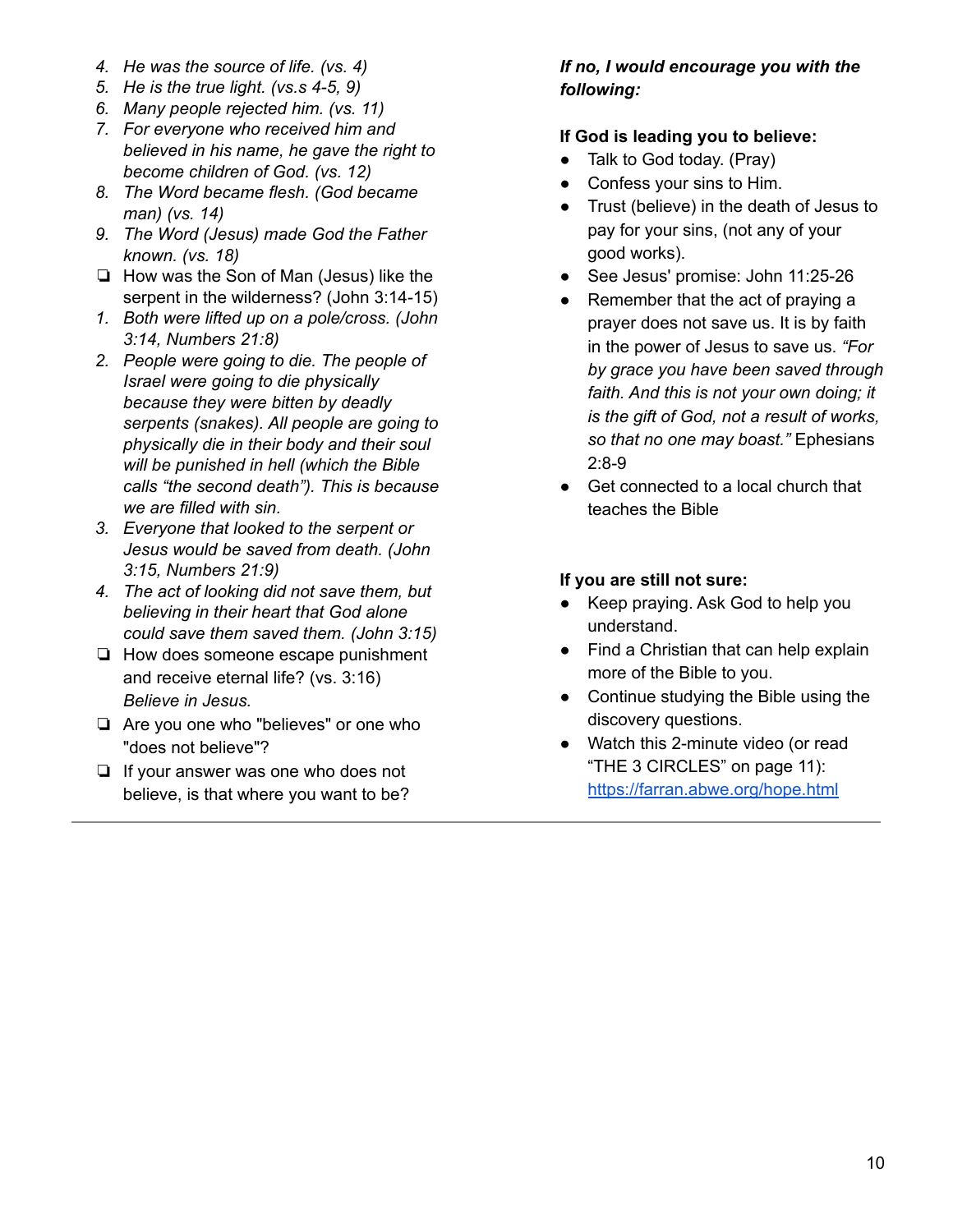4. *He was the source of life. (vs. 4)*
5. *He is the true light. (vs.s 4-5, 9)*
6. *Many people rejected him. (vs. 11)*
7. *For everyone who received him and believed in his name, he gave the right to become children of God. (vs. 12)*
8. *The Word became flesh. (God became man) (vs. 14)*
9. *The Word (Jesus) made God the Father known. (vs. 18)*

- ❏ How was the Son of Man (Jesus) like the serpent in the wilderness? (John 3:14-15)

1. *Both were lifted up on a pole/cross. (John 3:14, Numbers 21:8)*
2. *People were going to die. The people of Israel were going to die physically because they were bitten by deadly serpents (snakes). All people are going to physically die in their body and their soul will be punished in hell (which the Bible calls "the second death"). This is because we are filled with sin.*
3. *Everyone that looked to the serpent or Jesus would be saved from death. (John 3:15, Numbers 21:9)*
4. *The act of looking did not save them, but believing in their heart that God alone could save them saved them. (John 3:15)*

- ❏ How does someone escape punishment and receive eternal life? (vs. 3:16) *Believe in Jesus.*
- ❏ Are you one who "believes" or one who "does not believe"?
- ❏ If your answer was one who does not believe, is that where you want to be?

***If no, I would encourage you with the following:***

**If God is leading you to believe:**

- Talk to God today. (Pray)
- Confess your sins to Him.
- Trust (believe) in the death of Jesus to pay for your sins, (not any of your good works).
- See Jesus' promise: John 11:25-26
- Remember that the act of praying a prayer does not save us. It is by faith in the power of Jesus to save us. *"For by grace you have been saved through faith. And this is not your own doing; it is the gift of God, not a result of works, so that no one may boast."* Ephesians 2:8-9
- Get connected to a local church that teaches the Bible

**If you are still not sure:**

- Keep praying. Ask God to help you understand.
- Find a Christian that can help explain more of the Bible to you.
- Continue studying the Bible using the discovery questions.
- Watch this 2-minute video (or read "THE 3 CIRCLES" on page 11): [https://farran.abwe.org/hope.html](https://farran.abwe.org/hope.html)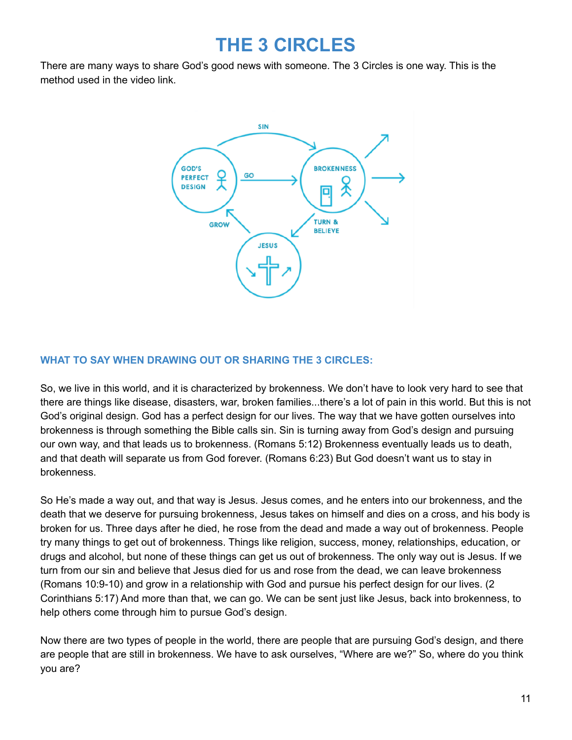# THE 3 CIRCLES

There are many ways to share God's good news with someone. The 3 Circles is one way. This is the method used in the video link.

SIN

GOD'S PERFECT DESIGN

GO

BROKENNESS

GROW

TURN & BELIEVE

JESUS

### WHAT TO SAY WHEN DRAWING OUT OR SHARING THE 3 CIRCLES:

So, we live in this world, and it is characterized by brokenness. We don't have to look very hard to see that there are things like disease, disasters, war, broken families...there's a lot of pain in this world. But this is not God's original design. God has a perfect design for our lives. The way that we have gotten ourselves into brokenness is through something the Bible calls sin. Sin is turning away from God's design and pursuing our own way, and that leads us to brokenness. (Romans 5:12) Brokenness eventually leads us to death, and that death will separate us from God forever. (Romans 6:23) But God doesn't want us to stay in brokenness.

So He's made a way out, and that way is Jesus. Jesus comes, and he enters into our brokenness, and the death that we deserve for pursuing brokenness, Jesus takes on himself and dies on a cross, and his body is broken for us. Three days after he died, he rose from the dead and made a way out of brokenness. People try many things to get out of brokenness. Things like religion, success, money, relationships, education, or drugs and alcohol, but none of these things can get us out of brokenness. The only way out is Jesus. If we turn from our sin and believe that Jesus died for us and rose from the dead, we can leave brokenness (Romans 10:9-10) and grow in a relationship with God and pursue his perfect design for our lives. (2 Corinthians 5:17) And more than that, we can go. We can be sent just like Jesus, back into brokenness, to help others come through him to pursue God's design.

Now there are two types of people in the world, there are people that are pursuing God's design, and there are people that are still in brokenness. We have to ask ourselves, "Where are we?" So, where do you think you are?